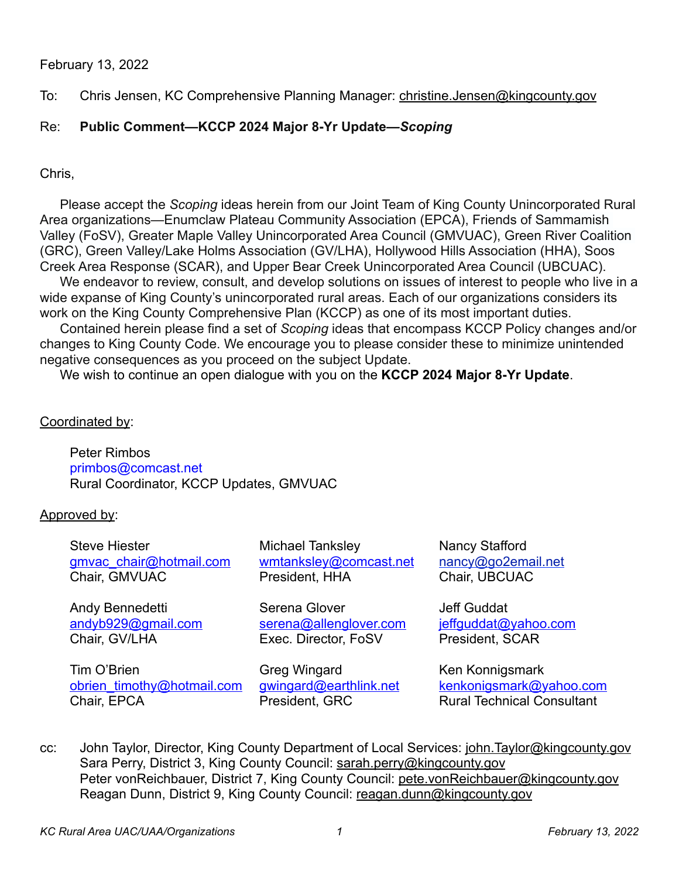February 13, 2022

To: Chris Jensen, KC Comprehensive Planning Manager: christine.Jensen@kingcounty.gov

Re: **Public Comment—KCCP 2024 Major 8-Yr Update—*Scoping***

Chris,

Please accept the *Scoping* ideas herein from our Joint Team of King County Unincorporated Rural Area organizations—Enumclaw Plateau Community Association (EPCA), Friends of Sammamish Valley (FoSV), Greater Maple Valley Unincorporated Area Council (GMVUAC), Green River Coalition (GRC), Green Valley/Lake Holms Association (GV/LHA), Hollywood Hills Association (HHA), Soos Creek Area Response (SCAR), and Upper Bear Creek Unincorporated Area Council (UBCUAC).

We endeavor to review, consult, and develop solutions on issues of interest to people who live in a wide expanse of King County's unincorporated rural areas. Each of our organizations considers its work on the King County Comprehensive Plan (KCCP) as one of its most important duties.

Contained herein please find a set of *Scoping* ideas that encompass KCCP Policy changes and/or changes to King County Code. We encourage you to please consider these to minimize unintended negative consequences as you proceed on the subject Update.

We wish to continue an open dialogue with you on the **KCCP 2024 Major 8-Yr Update**.

Coordinated by:

Peter Rimbos
primbos@comcast.net
Rural Coordinator, KCCP Updates, GMVUAC

Approved by:

Steve Hiester
gmvac_chair@hotmail.com
Chair, GMVUAC

Michael Tanksley
wmtanksley@comcast.net
President, HHA

Nancy Stafford
nancy@go2email.net
Chair, UBCUAC

Andy Bennedetti
andyb929@gmail.com
Chair, GV/LHA

Serena Glover
serena@allenglover.com
Exec. Director, FoSV

Jeff Guddat
jeffguddat@yahoo.com
President, SCAR

Tim O'Brien
obrien_timothy@hotmail.com
Chair, EPCA

Greg Wingard
gwingard@earthlink.net
President, GRC

Ken Konnigsmark
kenkonigsmark@yahoo.com
Rural Technical Consultant

cc: John Taylor, Director, King County Department of Local Services: john.Taylor@kingcounty.gov
Sara Perry, District 3, King County Council: sarah.perry@kingcounty.gov
Peter vonReichbauer, District 7, King County Council: pete.vonReichbauer@kingcounty.gov
Reagan Dunn, District 9, King County Council: reagan.dunn@kingcounty.gov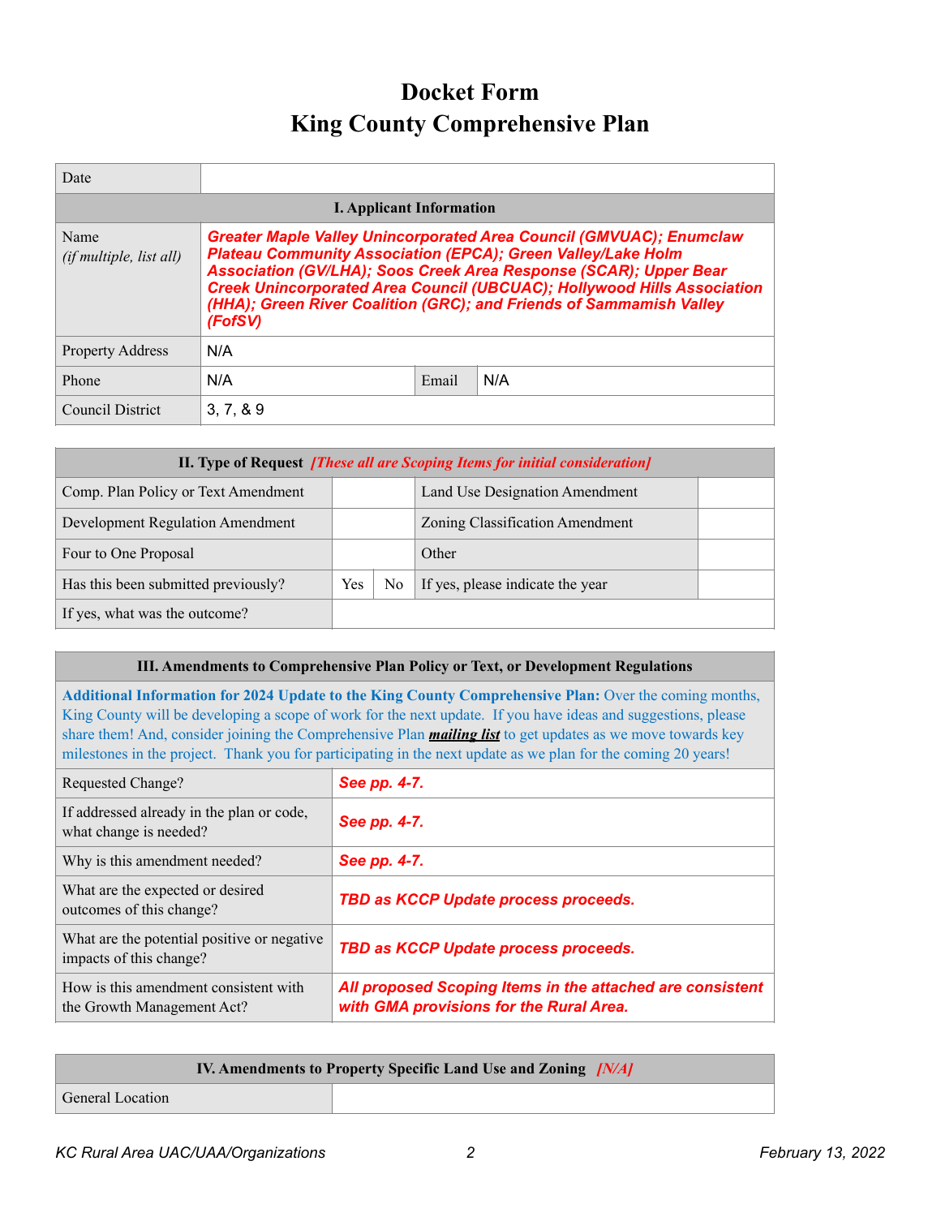# Docket Form
# King County Comprehensive Plan

| Date | | | |
|---|---|---|---|
| **I. Applicant Information** | | | |
| Name *(if multiple, list all)* | ***Greater Maple Valley Unincorporated Area Council (GMVUAC); Enumclaw Plateau Community Association (EPCA); Green Valley/Lake Holm Association (GV/LHA); Soos Creek Area Response (SCAR); Upper Bear Creek Unincorporated Area Council (UBCUAC); Hollywood Hills Association (HHA); Green River Coalition (GRC); and Friends of Sammamish Valley (FofSV)*** | | |
| Property Address | N/A | | |
| Phone | N/A | Email | N/A |
| Council District | 3, 7, & 9 | | |

| **II. Type of Request** *[These all are Scoping Items for initial consideration]* | | | | |
|---|---|---|---|---|
| Comp. Plan Policy or Text Amendment | | | Land Use Designation Amendment | |
| Development Regulation Amendment | | | Zoning Classification Amendment | |
| Four to One Proposal | | | Other | |
| Has this been submitted previously? | Yes | No | If yes, please indicate the year | |
| If yes, what was the outcome? | | | | |

| **III. Amendments to Comprehensive Plan Policy or Text, or Development Regulations** | |
|---|---|
| **Additional Information for 2024 Update to the King County Comprehensive Plan:** Over the coming months, King County will be developing a scope of work for the next update. If you have ideas and suggestions, please share them! And, consider joining the Comprehensive Plan ***mailing list*** to get updates as we move towards key milestones in the project. Thank you for participating in the next update as we plan for the coming 20 years! | |
| Requested Change? | ***See pp. 4-7.*** |
| If addressed already in the plan or code, what change is needed? | ***See pp. 4-7.*** |
| Why is this amendment needed? | ***See pp. 4-7.*** |
| What are the expected or desired outcomes of this change? | ***TBD as KCCP Update process proceeds.*** |
| What are the potential positive or negative impacts of this change? | ***TBD as KCCP Update process proceeds.*** |
| How is this amendment consistent with the Growth Management Act? | ***All proposed Scoping Items in the attached are consistent with GMA provisions for the Rural Area.*** |

| **IV. Amendments to Property Specific Land Use and Zoning** *[N/A]* | |
|---|---|
| General Location | |

*KC Rural Area UAC/UAA/Organizations* *February 13, 2022*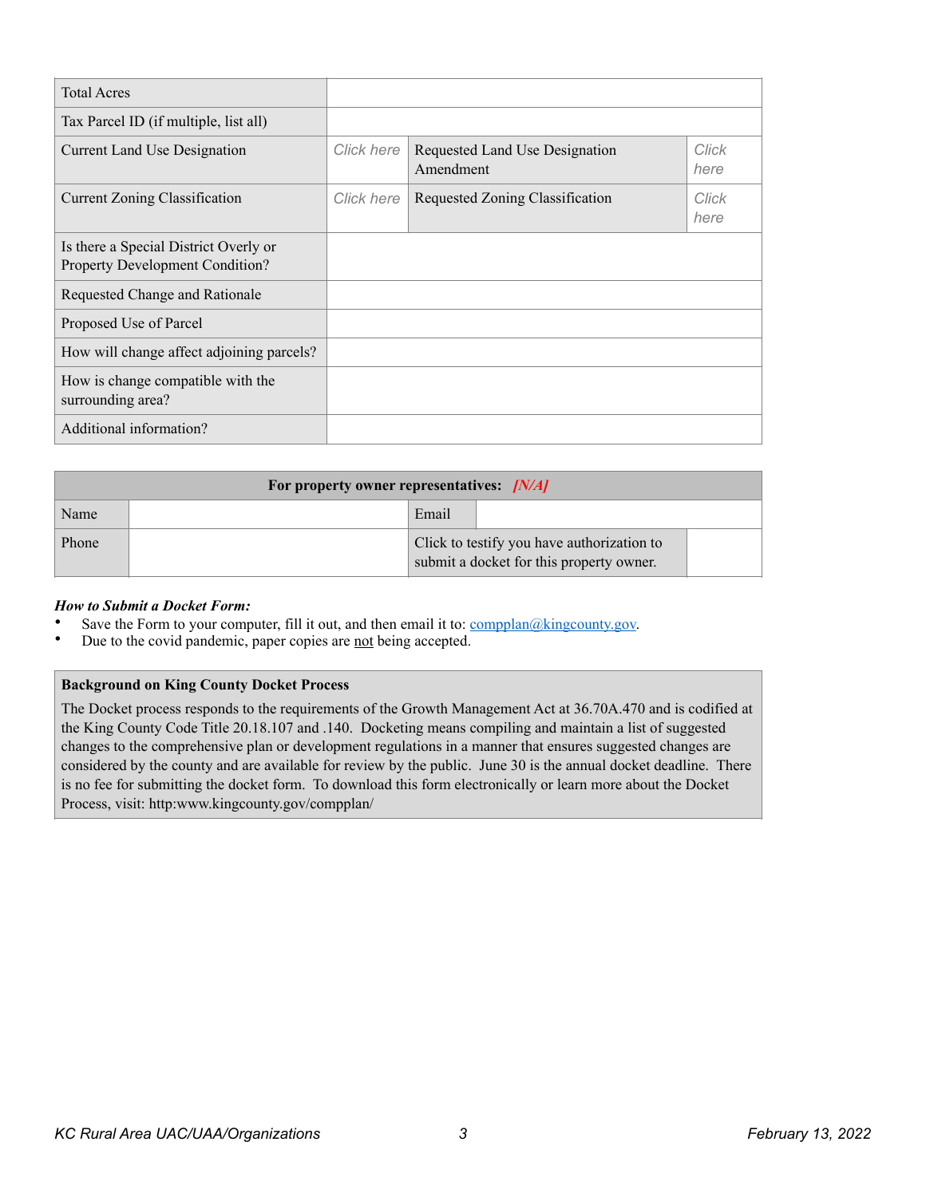| Total Acres | | | |
|---|---|---|---|
| Tax Parcel ID (if multiple, list all) | | | |
| Current Land Use Designation | Click here | Requested Land Use Designation Amendment | Click here |
| Current Zoning Classification | Click here | Requested Zoning Classification | Click here |
| Is there a Special District Overly or Property Development Condition? | | | |
| Requested Change and Rationale | | | |
| Proposed Use of Parcel | | | |
| How will change affect adjoining parcels? | | | |
| How is change compatible with the surrounding area? | | | |
| Additional information? | | | |

| **For property owner representatives:** *[N/A]* | | | |
|---|---|---|---|
| Name | | Email | |
| Phone | | Click to testify you have authorization to submit a docket for this property owner. | |

***How to Submit a Docket Form:***

- Save the Form to your computer, fill it out, and then email it to: compplan@kingcounty.gov.
- Due to the covid pandemic, paper copies are not being accepted.

**Background on King County Docket Process**

The Docket process responds to the requirements of the Growth Management Act at 36.70A.470 and is codified at the King County Code Title 20.18.107 and .140. Docketing means compiling and maintain a list of suggested changes to the comprehensive plan or development regulations in a manner that ensures suggested changes are considered by the county and are available for review by the public. June 30 is the annual docket deadline. There is no fee for submitting the docket form. To download this form electronically or learn more about the Docket Process, visit: http:www.kingcounty.gov/compplan/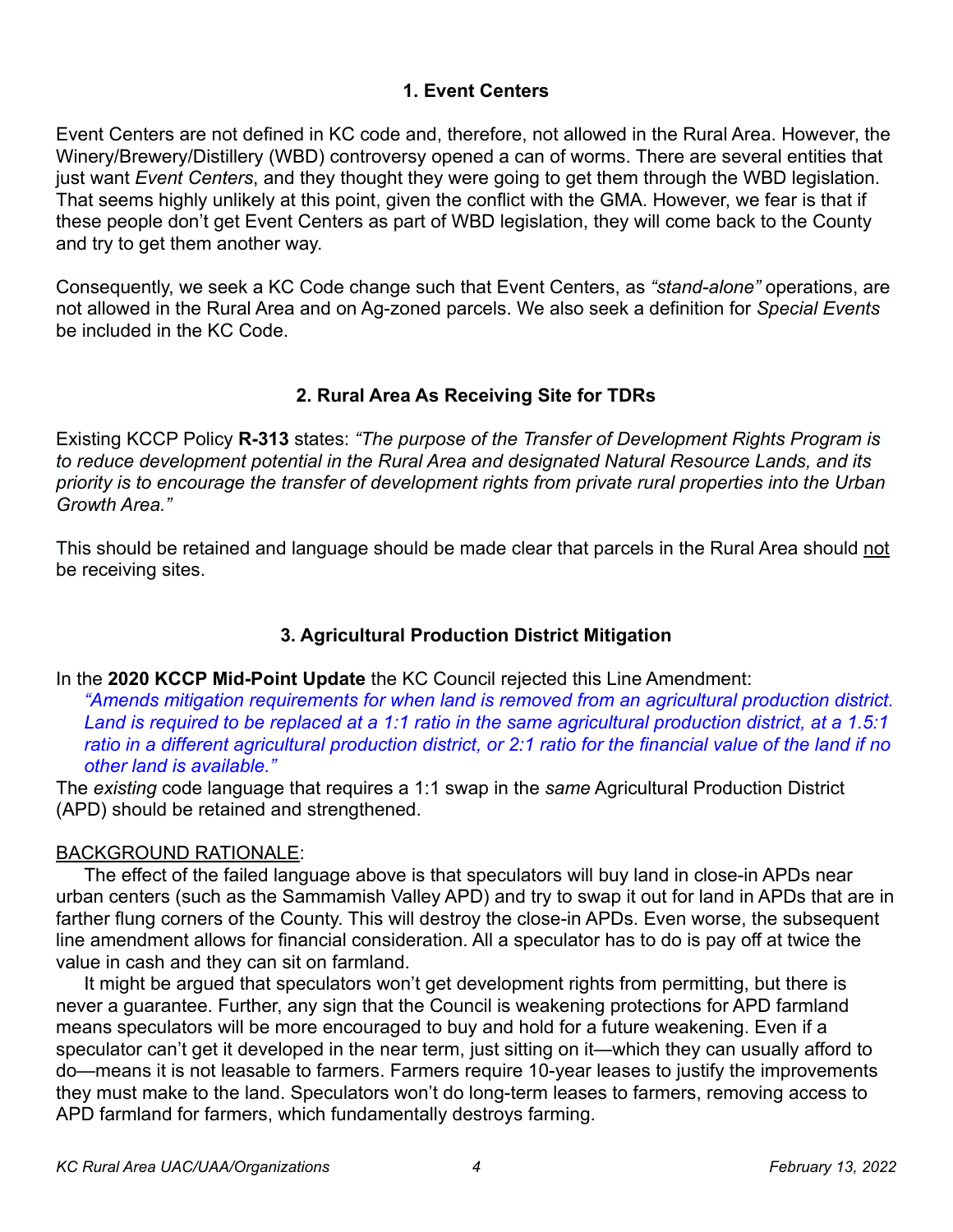## 1. Event Centers

Event Centers are not defined in KC code and, therefore, not allowed in the Rural Area. However, the Winery/Brewery/Distillery (WBD) controversy opened a can of worms. There are several entities that just want *Event Centers*, and they thought they were going to get them through the WBD legislation. That seems highly unlikely at this point, given the conflict with the GMA. However, we fear is that if these people don't get Event Centers as part of WBD legislation, they will come back to the County and try to get them another way.

Consequently, we seek a KC Code change such that Event Centers, as *"stand-alone"* operations, are not allowed in the Rural Area and on Ag-zoned parcels. We also seek a definition for *Special Events* be included in the KC Code.

## 2. Rural Area As Receiving Site for TDRs

Existing KCCP Policy **R-313** states: *"The purpose of the Transfer of Development Rights Program is to reduce development potential in the Rural Area and designated Natural Resource Lands, and its priority is to encourage the transfer of development rights from private rural properties into the Urban Growth Area."*

This should be retained and language should be made clear that parcels in the Rural Area should <u>not</u> be receiving sites.

## 3. Agricultural Production District Mitigation

In the **2020 KCCP Mid-Point Update** the KC Council rejected this Line Amendment:

> *"Amends mitigation requirements for when land is removed from an agricultural production district. Land is required to be replaced at a 1:1 ratio in the same agricultural production district, at a 1.5:1 ratio in a different agricultural production district, or 2:1 ratio for the financial value of the land if no other land is available."*

The *existing* code language that requires a 1:1 swap in the *same* Agricultural Production District (APD) should be retained and strengthened.

<u>BACKGROUND RATIONALE</u>:

The effect of the failed language above is that speculators will buy land in close-in APDs near urban centers (such as the Sammamish Valley APD) and try to swap it out for land in APDs that are in farther flung corners of the County. This will destroy the close-in APDs. Even worse, the subsequent line amendment allows for financial consideration. All a speculator has to do is pay off at twice the value in cash and they can sit on farmland.

It might be argued that speculators won't get development rights from permitting, but there is never a guarantee. Further, any sign that the Council is weakening protections for APD farmland means speculators will be more encouraged to buy and hold for a future weakening. Even if a speculator can't get it developed in the near term, just sitting on it—which they can usually afford to do—means it is not leasable to farmers. Farmers require 10-year leases to justify the improvements they must make to the land. Speculators won't do long-term leases to farmers, removing access to APD farmland for farmers, which fundamentally destroys farming.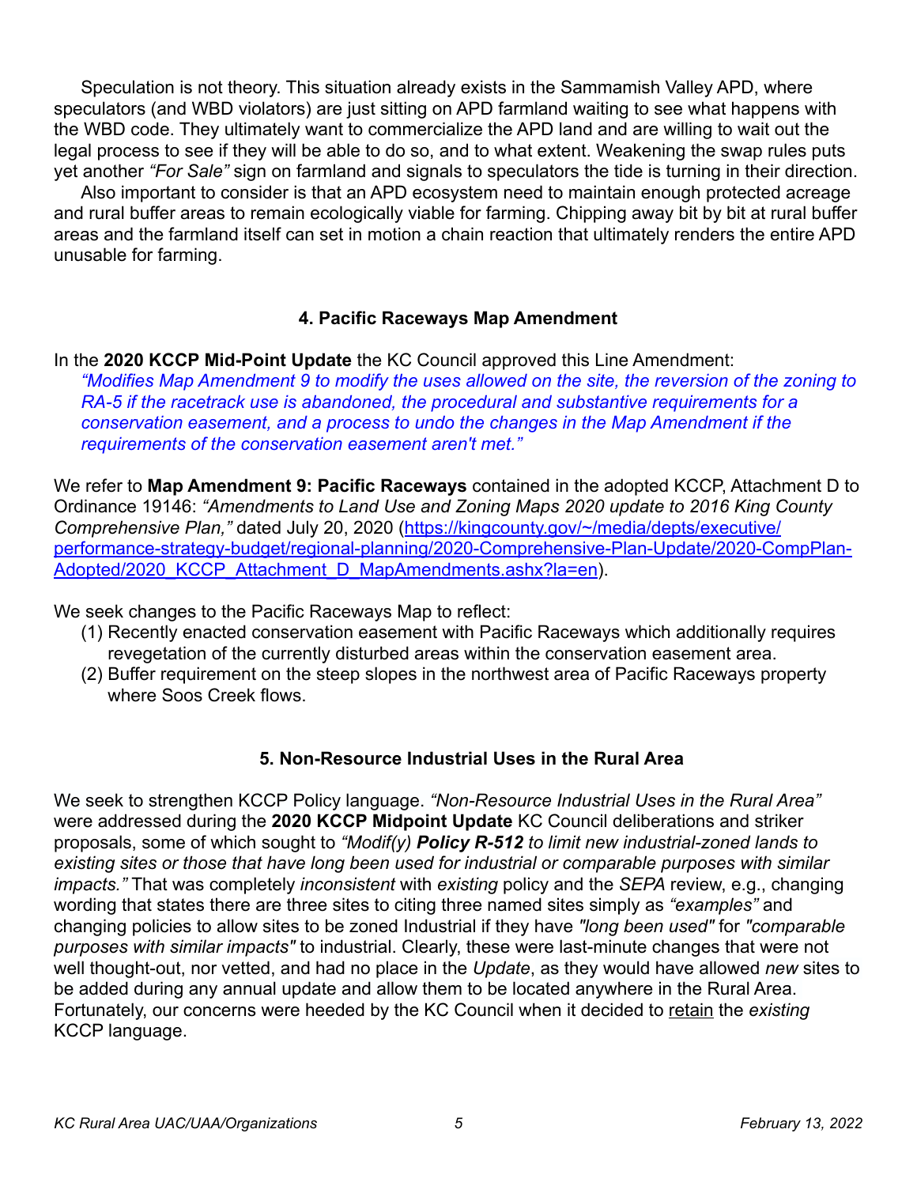Speculation is not theory. This situation already exists in the Sammamish Valley APD, where speculators (and WBD violators) are just sitting on APD farmland waiting to see what happens with the WBD code. They ultimately want to commercialize the APD land and are willing to wait out the legal process to see if they will be able to do so, and to what extent. Weakening the swap rules puts yet another *"For Sale"* sign on farmland and signals to speculators the tide is turning in their direction.

Also important to consider is that an APD ecosystem need to maintain enough protected acreage and rural buffer areas to remain ecologically viable for farming. Chipping away bit by bit at rural buffer areas and the farmland itself can set in motion a chain reaction that ultimately renders the entire APD unusable for farming.

### 4. Pacific Raceways Map Amendment

In the **2020 KCCP Mid-Point Update** the KC Council approved this Line Amendment:

> *"Modifies Map Amendment 9 to modify the uses allowed on the site, the reversion of the zoning to RA-5 if the racetrack use is abandoned, the procedural and substantive requirements for a conservation easement, and a process to undo the changes in the Map Amendment if the requirements of the conservation easement aren't met."*

We refer to **Map Amendment 9: Pacific Raceways** contained in the adopted KCCP, Attachment D to Ordinance 19146: *"Amendments to Land Use and Zoning Maps 2020 update to 2016 King County Comprehensive Plan,"* dated July 20, 2020 (https://kingcounty.gov/~/media/depts/executive/performance-strategy-budget/regional-planning/2020-Comprehensive-Plan-Update/2020-CompPlan-Adopted/2020_KCCP_Attachment_D_MapAmendments.ashx?la=en).

We seek changes to the Pacific Raceways Map to reflect:

1. Recently enacted conservation easement with Pacific Raceways which additionally requires revegetation of the currently disturbed areas within the conservation easement area.
2. Buffer requirement on the steep slopes in the northwest area of Pacific Raceways property where Soos Creek flows.

### 5. Non-Resource Industrial Uses in the Rural Area

We seek to strengthen KCCP Policy language. *"Non-Resource Industrial Uses in the Rural Area"* were addressed during the **2020 KCCP Midpoint Update** KC Council deliberations and striker proposals, some of which sought to *"Modif(y)* ***Policy R-512*** *to limit new industrial-zoned lands to existing sites or those that have long been used for industrial or comparable purposes with similar impacts."* That was completely *inconsistent* with *existing* policy and the *SEPA* review, e.g., changing wording that states there are three sites to citing three named sites simply as *"examples"* and changing policies to allow sites to be zoned Industrial if they have *"long been used"* for *"comparable purposes with similar impacts"* to industrial. Clearly, these were last-minute changes that were not well thought-out, nor vetted, and had no place in the *Update*, as they would have allowed *new* sites to be added during any annual update and allow them to be located anywhere in the Rural Area. Fortunately, our concerns were heeded by the KC Council when it decided to retain the *existing* KCCP language.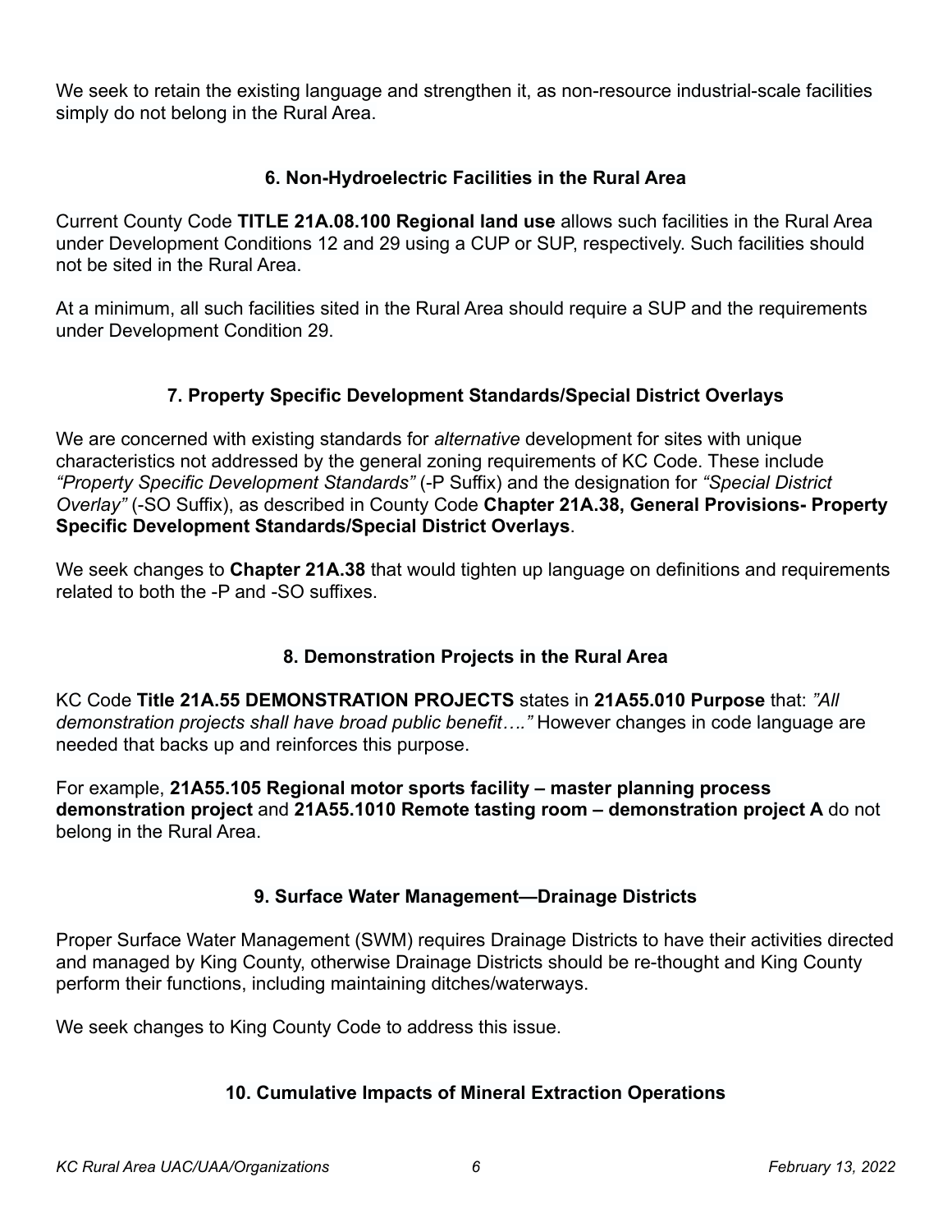We seek to retain the existing language and strengthen it, as non-resource industrial-scale facilities simply do not belong in the Rural Area.

### 6. Non-Hydroelectric Facilities in the Rural Area

Current County Code **TITLE 21A.08.100 Regional land use** allows such facilities in the Rural Area under Development Conditions 12 and 29 using a CUP or SUP, respectively. Such facilities should not be sited in the Rural Area.

At a minimum, all such facilities sited in the Rural Area should require a SUP and the requirements under Development Condition 29.

### 7. Property Specific Development Standards/Special District Overlays

We are concerned with existing standards for *alternative* development for sites with unique characteristics not addressed by the general zoning requirements of KC Code. These include *"Property Specific Development Standards"* (-P Suffix) and the designation for *"Special District Overlay"* (-SO Suffix), as described in County Code **Chapter 21A.38, General Provisions- Property Specific Development Standards/Special District Overlays**.

We seek changes to **Chapter 21A.38** that would tighten up language on definitions and requirements related to both the -P and -SO suffixes.

### 8. Demonstration Projects in the Rural Area

KC Code **Title 21A.55 DEMONSTRATION PROJECTS** states in **21A55.010 Purpose** that: *"All demonstration projects shall have broad public benefit…."* However changes in code language are needed that backs up and reinforces this purpose.

For example, **21A55.105 Regional motor sports facility – master planning process demonstration project** and **21A55.1010 Remote tasting room – demonstration project A** do not belong in the Rural Area.

### 9. Surface Water Management—Drainage Districts

Proper Surface Water Management (SWM) requires Drainage Districts to have their activities directed and managed by King County, otherwise Drainage Districts should be re-thought and King County perform their functions, including maintaining ditches/waterways.

We seek changes to King County Code to address this issue.

### 10. Cumulative Impacts of Mineral Extraction Operations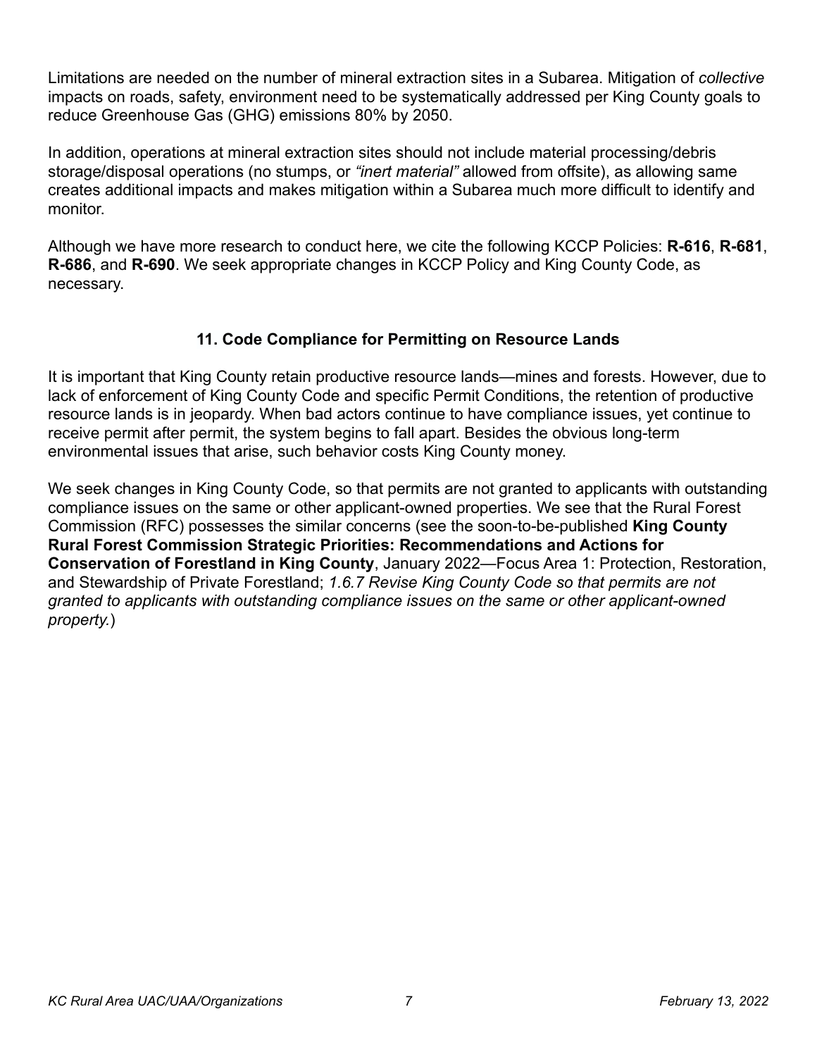Limitations are needed on the number of mineral extraction sites in a Subarea. Mitigation of *collective* impacts on roads, safety, environment need to be systematically addressed per King County goals to reduce Greenhouse Gas (GHG) emissions 80% by 2050.

In addition, operations at mineral extraction sites should not include material processing/debris storage/disposal operations (no stumps, or *"inert material"* allowed from offsite), as allowing same creates additional impacts and makes mitigation within a Subarea much more difficult to identify and monitor.

Although we have more research to conduct here, we cite the following KCCP Policies: **R-616**, **R-681**, **R-686**, and **R-690**. We seek appropriate changes in KCCP Policy and King County Code, as necessary.

### 11. Code Compliance for Permitting on Resource Lands

It is important that King County retain productive resource lands—mines and forests. However, due to lack of enforcement of King County Code and specific Permit Conditions, the retention of productive resource lands is in jeopardy. When bad actors continue to have compliance issues, yet continue to receive permit after permit, the system begins to fall apart. Besides the obvious long-term environmental issues that arise, such behavior costs King County money.

We seek changes in King County Code, so that permits are not granted to applicants with outstanding compliance issues on the same or other applicant-owned properties. We see that the Rural Forest Commission (RFC) possesses the similar concerns (see the soon-to-be-published **King County Rural Forest Commission Strategic Priorities: Recommendations and Actions for Conservation of Forestland in King County**, January 2022—Focus Area 1: Protection, Restoration, and Stewardship of Private Forestland; *1.6.7 Revise King County Code so that permits are not granted to applicants with outstanding compliance issues on the same or other applicant-owned property.*)